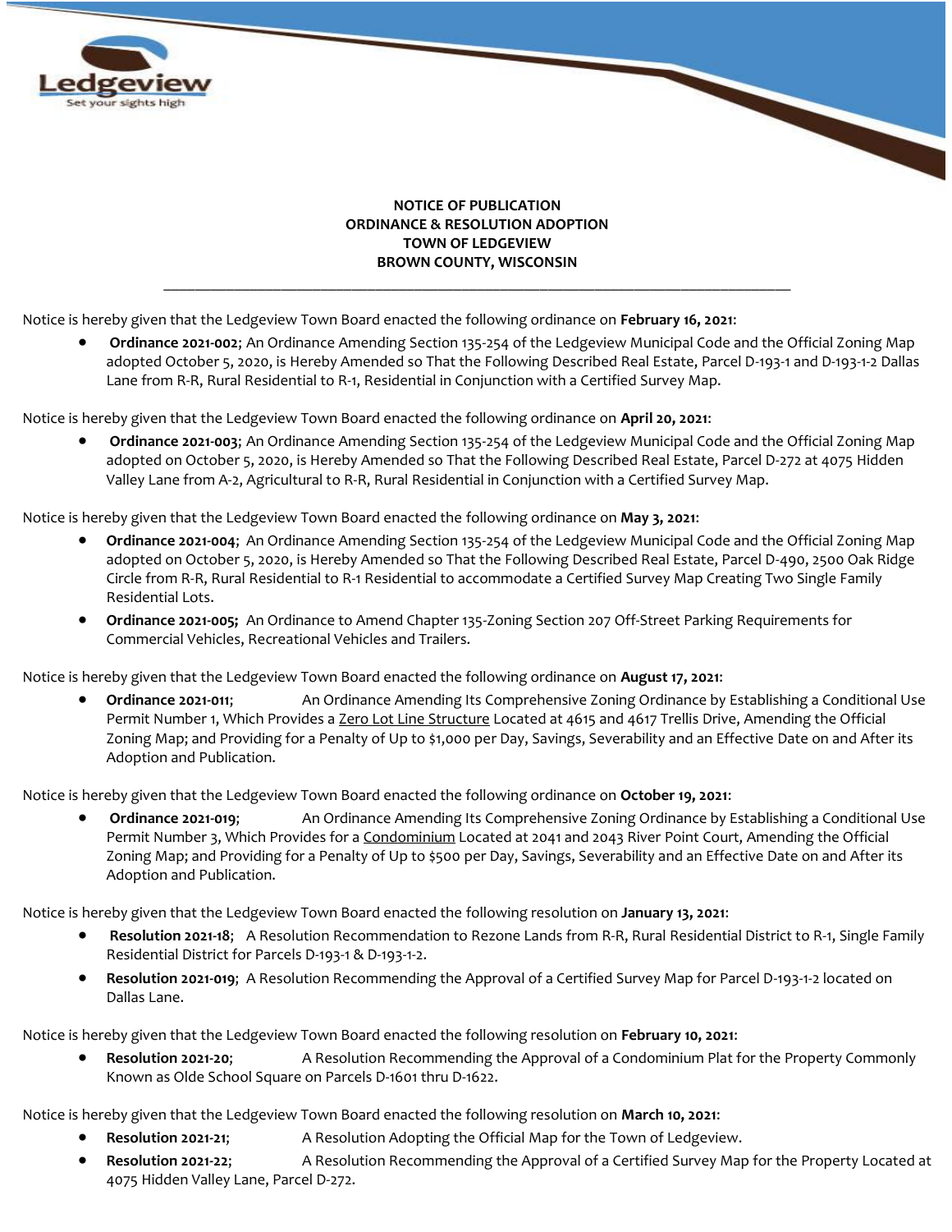Ledgeview

Set your sights high

**NOTICE OF PUBLICATION**
**ORDINANCE & RESOLUTION ADOPTION**
**TOWN OF LEDGEVIEW**
**BROWN COUNTY, WISCONSIN**

---

Notice is hereby given that the Ledgeview Town Board enacted the following ordinance on **February 16, 2021**:

- **Ordinance 2021-002**; An Ordinance Amending Section 135-254 of the Ledgeview Municipal Code and the Official Zoning Map adopted October 5, 2020, is Hereby Amended so That the Following Described Real Estate, Parcel D-193-1 and D-193-1-2 Dallas Lane from R-R, Rural Residential to R-1, Residential in Conjunction with a Certified Survey Map.

Notice is hereby given that the Ledgeview Town Board enacted the following ordinance on **April 20, 2021**:

- **Ordinance 2021-003;** An Ordinance Amending Section 135-254 of the Ledgeview Municipal Code and the Official Zoning Map adopted on October 5, 2020, is Hereby Amended so That the Following Described Real Estate, Parcel D-272 at 4075 Hidden Valley Lane from A-2, Agricultural to R-R, Rural Residential in Conjunction with a Certified Survey Map.

Notice is hereby given that the Ledgeview Town Board enacted the following ordinance on **May 3, 2021**:

- **Ordinance 2021-004**; An Ordinance Amending Section 135-254 of the Ledgeview Municipal Code and the Official Zoning Map adopted on October 5, 2020, is Hereby Amended so That the Following Described Real Estate, Parcel D-490, 2500 Oak Ridge Circle from R-R, Rural Residential to R-1 Residential to accommodate a Certified Survey Map Creating Two Single Family Residential Lots.
- **Ordinance 2021-005;** An Ordinance to Amend Chapter 135-Zoning Section 207 Off-Street Parking Requirements for Commercial Vehicles, Recreational Vehicles and Trailers.

Notice is hereby given that the Ledgeview Town Board enacted the following ordinance on **August 17, 2021**:

- **Ordinance 2021-011**; An Ordinance Amending Its Comprehensive Zoning Ordinance by Establishing a Conditional Use Permit Number 1, Which Provides a Zero Lot Line Structure Located at 4615 and 4617 Trellis Drive, Amending the Official Zoning Map; and Providing for a Penalty of Up to $1,000 per Day, Savings, Severability and an Effective Date on and After its Adoption and Publication.

Notice is hereby given that the Ledgeview Town Board enacted the following ordinance on **October 19, 2021**:

- **Ordinance 2021-019**; An Ordinance Amending Its Comprehensive Zoning Ordinance by Establishing a Conditional Use Permit Number 3, Which Provides for a Condominium Located at 2041 and 2043 River Point Court, Amending the Official Zoning Map; and Providing for a Penalty of Up to $500 per Day, Savings, Severability and an Effective Date on and After its Adoption and Publication.

Notice is hereby given that the Ledgeview Town Board enacted the following resolution on **January 13, 2021**:

- **Resolution 2021-18**; A Resolution Recommendation to Rezone Lands from R-R, Rural Residential District to R-1, Single Family Residential District for Parcels D-193-1 & D-193-1-2.
- **Resolution 2021-019**; A Resolution Recommending the Approval of a Certified Survey Map for Parcel D-193-1-2 located on Dallas Lane.

Notice is hereby given that the Ledgeview Town Board enacted the following resolution on **February 10, 2021**:

- **Resolution 2021-20**; A Resolution Recommending the Approval of a Condominium Plat for the Property Commonly Known as Olde School Square on Parcels D-1601 thru D-1622.

Notice is hereby given that the Ledgeview Town Board enacted the following resolution on **March 10, 2021**:

- **Resolution 2021-21**; A Resolution Adopting the Official Map for the Town of Ledgeview.
- **Resolution 2021-22**; A Resolution Recommending the Approval of a Certified Survey Map for the Property Located at 4075 Hidden Valley Lane, Parcel D-272.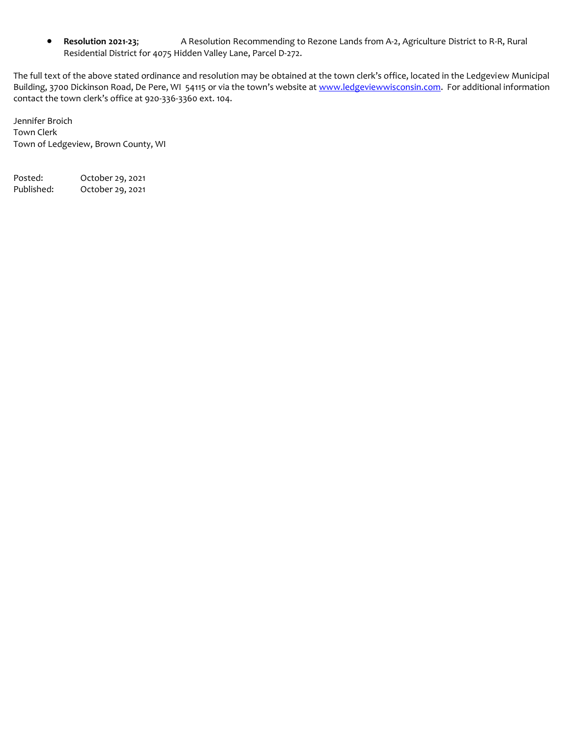- **Resolution 2021-23;** A Resolution Recommending to Rezone Lands from A-2, Agriculture District to R-R, Rural Residential District for 4075 Hidden Valley Lane, Parcel D-272.

The full text of the above stated ordinance and resolution may be obtained at the town clerk's office, located in the Ledgeview Municipal Building, 3700 Dickinson Road, De Pere, WI 54115 or via the town's website at www.ledgeviewwisconsin.com. For additional information contact the town clerk's office at 920-336-3360 ext. 104.

Jennifer Broich
Town Clerk
Town of Ledgeview, Brown County, WI

Posted: October 29, 2021
Published: October 29, 2021